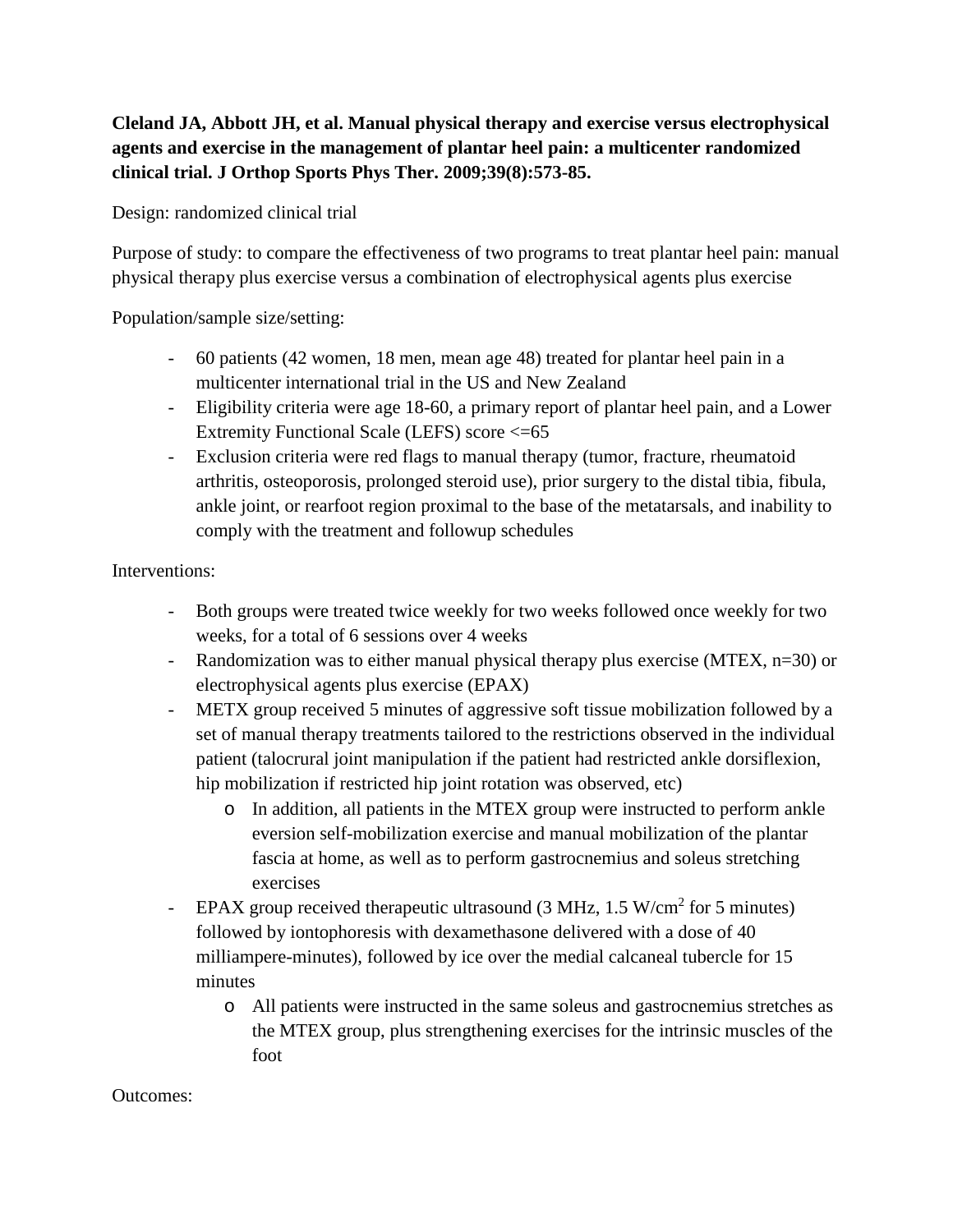**Cleland JA, Abbott JH, et al. Manual physical therapy and exercise versus electrophysical agents and exercise in the management of plantar heel pain: a multicenter randomized clinical trial. J Orthop Sports Phys Ther. 2009;39(8):573-85.**

Design: randomized clinical trial

Purpose of study: to compare the effectiveness of two programs to treat plantar heel pain: manual physical therapy plus exercise versus a combination of electrophysical agents plus exercise

Population/sample size/setting:

- 60 patients (42 women, 18 men, mean age 48) treated for plantar heel pain in a multicenter international trial in the US and New Zealand
- Eligibility criteria were age 18-60, a primary report of plantar heel pain, and a Lower Extremity Functional Scale (LEFS) score <=65
- Exclusion criteria were red flags to manual therapy (tumor, fracture, rheumatoid arthritis, osteoporosis, prolonged steroid use), prior surgery to the distal tibia, fibula, ankle joint, or rearfoot region proximal to the base of the metatarsals, and inability to comply with the treatment and followup schedules

Interventions:

- Both groups were treated twice weekly for two weeks followed once weekly for two weeks, for a total of 6 sessions over 4 weeks
- Randomization was to either manual physical therapy plus exercise (MTEX, n=30) or electrophysical agents plus exercise (EPAX)
- METX group received 5 minutes of aggressive soft tissue mobilization followed by a set of manual therapy treatments tailored to the restrictions observed in the individual patient (talocrural joint manipulation if the patient had restricted ankle dorsiflexion, hip mobilization if restricted hip joint rotation was observed, etc)
  - In addition, all patients in the MTEX group were instructed to perform ankle eversion self-mobilization exercise and manual mobilization of the plantar fascia at home, as well as to perform gastrocnemius and soleus stretching exercises
- EPAX group received therapeutic ultrasound (3 MHz, 1.5 W/cm$^2$ for 5 minutes) followed by iontophoresis with dexamethasone delivered with a dose of 40 milliampere-minutes), followed by ice over the medial calcaneal tubercle for 15 minutes
  - All patients were instructed in the same soleus and gastrocnemius stretches as the MTEX group, plus strengthening exercises for the intrinsic muscles of the foot

Outcomes: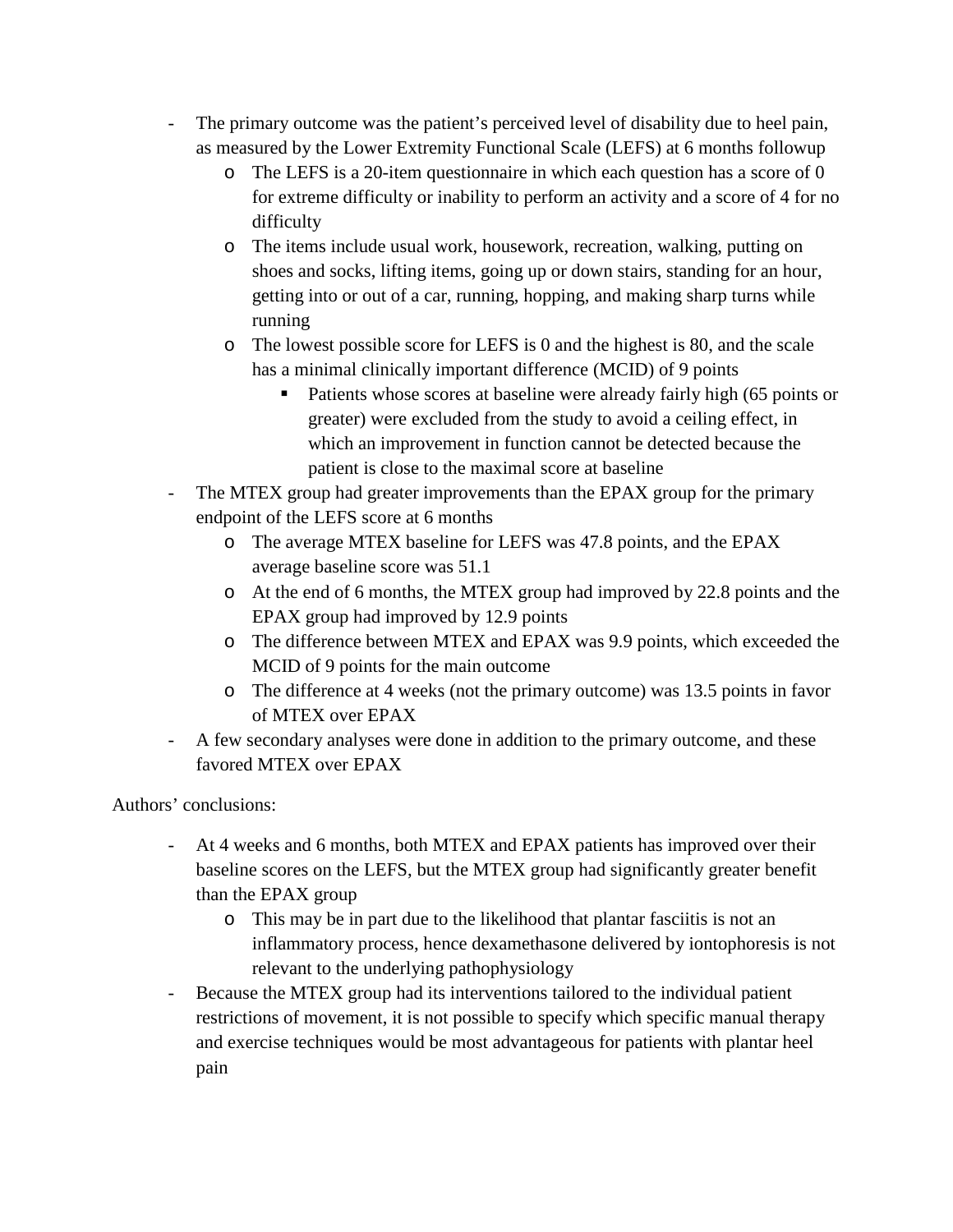- The primary outcome was the patient's perceived level of disability due to heel pain, as measured by the Lower Extremity Functional Scale (LEFS) at 6 months followup
    - The LEFS is a 20-item questionnaire in which each question has a score of 0 for extreme difficulty or inability to perform an activity and a score of 4 for no difficulty
    - The items include usual work, housework, recreation, walking, putting on shoes and socks, lifting items, going up or down stairs, standing for an hour, getting into or out of a car, running, hopping, and making sharp turns while running
    - The lowest possible score for LEFS is 0 and the highest is 80, and the scale has a minimal clinically important difference (MCID) of 9 points
        - Patients whose scores at baseline were already fairly high (65 points or greater) were excluded from the study to avoid a ceiling effect, in which an improvement in function cannot be detected because the patient is close to the maximal score at baseline
- The MTEX group had greater improvements than the EPAX group for the primary endpoint of the LEFS score at 6 months
    - The average MTEX baseline for LEFS was 47.8 points, and the EPAX average baseline score was 51.1
    - At the end of 6 months, the MTEX group had improved by 22.8 points and the EPAX group had improved by 12.9 points
    - The difference between MTEX and EPAX was 9.9 points, which exceeded the MCID of 9 points for the main outcome
    - The difference at 4 weeks (not the primary outcome) was 13.5 points in favor of MTEX over EPAX
- A few secondary analyses were done in addition to the primary outcome, and these favored MTEX over EPAX

Authors' conclusions:

- At 4 weeks and 6 months, both MTEX and EPAX patients has improved over their baseline scores on the LEFS, but the MTEX group had significantly greater benefit than the EPAX group
    - This may be in part due to the likelihood that plantar fasciitis is not an inflammatory process, hence dexamethasone delivered by iontophoresis is not relevant to the underlying pathophysiology
- Because the MTEX group had its interventions tailored to the individual patient restrictions of movement, it is not possible to specify which specific manual therapy and exercise techniques would be most advantageous for patients with plantar heel pain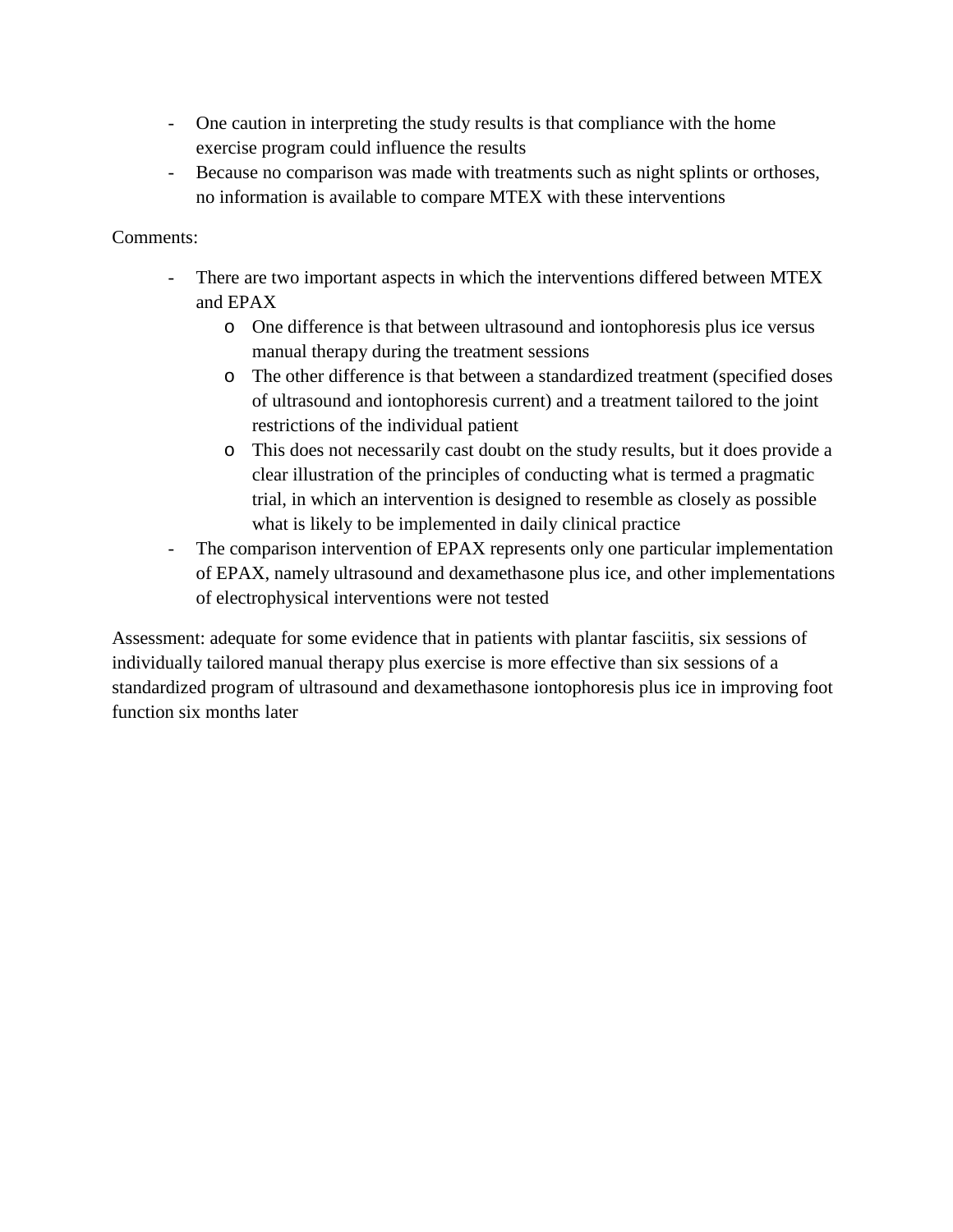- One caution in interpreting the study results is that compliance with the home exercise program could influence the results
- Because no comparison was made with treatments such as night splints or orthoses, no information is available to compare MTEX with these interventions

Comments:

- There are two important aspects in which the interventions differed between MTEX and EPAX
    - One difference is that between ultrasound and iontophoresis plus ice versus manual therapy during the treatment sessions
    - The other difference is that between a standardized treatment (specified doses of ultrasound and iontophoresis current) and a treatment tailored to the joint restrictions of the individual patient
    - This does not necessarily cast doubt on the study results, but it does provide a clear illustration of the principles of conducting what is termed a pragmatic trial, in which an intervention is designed to resemble as closely as possible what is likely to be implemented in daily clinical practice
- The comparison intervention of EPAX represents only one particular implementation of EPAX, namely ultrasound and dexamethasone plus ice, and other implementations of electrophysical interventions were not tested

Assessment: adequate for some evidence that in patients with plantar fasciitis, six sessions of individually tailored manual therapy plus exercise is more effective than six sessions of a standardized program of ultrasound and dexamethasone iontophoresis plus ice in improving foot function six months later